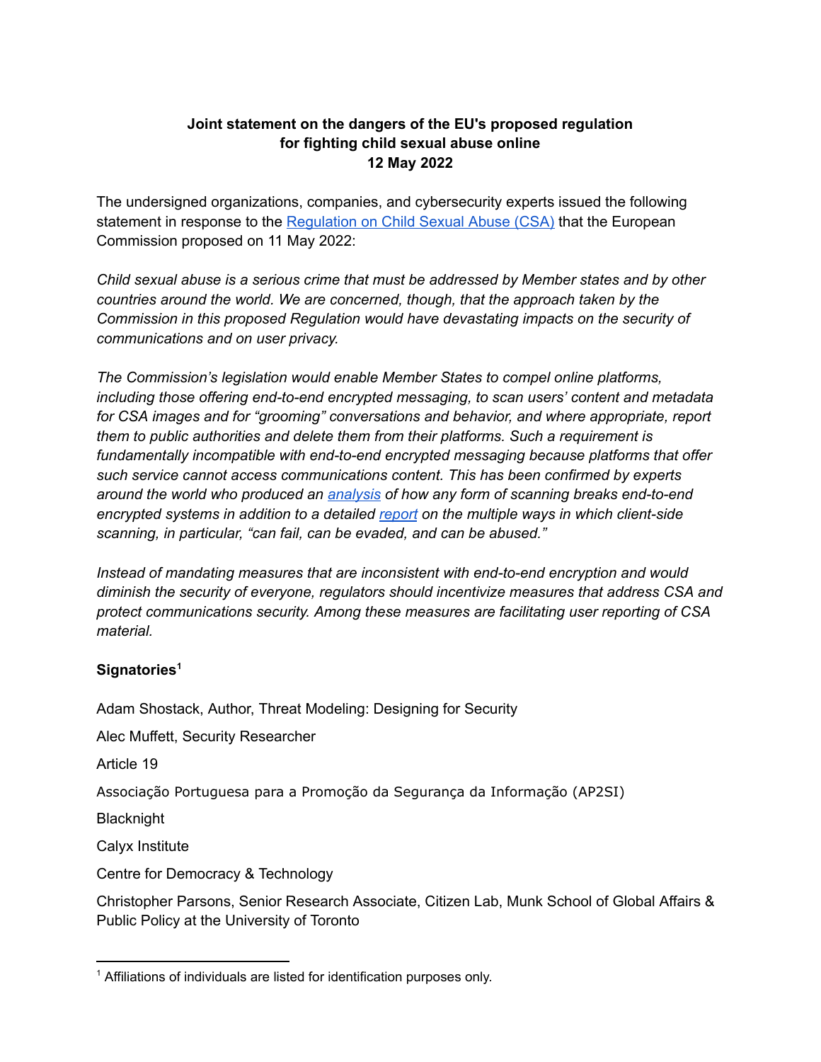**Joint statement on the dangers of the EU's proposed regulation for fighting child sexual abuse online**
**12 May 2022**

The undersigned organizations, companies, and cybersecurity experts issued the following statement in response to the [Regulation on Child Sexual Abuse (CSA)](#) that the European Commission proposed on 11 May 2022:

*Child sexual abuse is a serious crime that must be addressed by Member states and by other countries around the world. We are concerned, though, that the approach taken by the Commission in this proposed Regulation would have devastating impacts on the security of communications and on user privacy.*

*The Commission's legislation would enable Member States to compel online platforms, including those offering end-to-end encrypted messaging, to scan users' content and metadata for CSA images and for "grooming" conversations and behavior, and where appropriate, report them to public authorities and delete them from their platforms. Such a requirement is fundamentally incompatible with end-to-end encrypted messaging because platforms that offer such service cannot access communications content. This has been confirmed by experts around the world who produced an [analysis](#) of how any form of scanning breaks end-to-end encrypted systems in addition to a detailed [report](#) on the multiple ways in which client-side scanning, in particular, "can fail, can be evaded, and can be abused."*

*Instead of mandating measures that are inconsistent with end-to-end encryption and would diminish the security of everyone, regulators should incentivize measures that address CSA and protect communications security. Among these measures are facilitating user reporting of CSA material.*

**Signatories**[1]

Adam Shostack, Author, Threat Modeling: Designing for Security

Alec Muffett, Security Researcher

Article 19

Associação Portuguesa para a Promoção da Segurança da Informação (AP2SI)

Blacknight

Calyx Institute

Centre for Democracy & Technology

Christopher Parsons, Senior Research Associate, Citizen Lab, Munk School of Global Affairs & Public Policy at the University of Toronto

---

[1] Affiliations of individuals are listed for identification purposes only.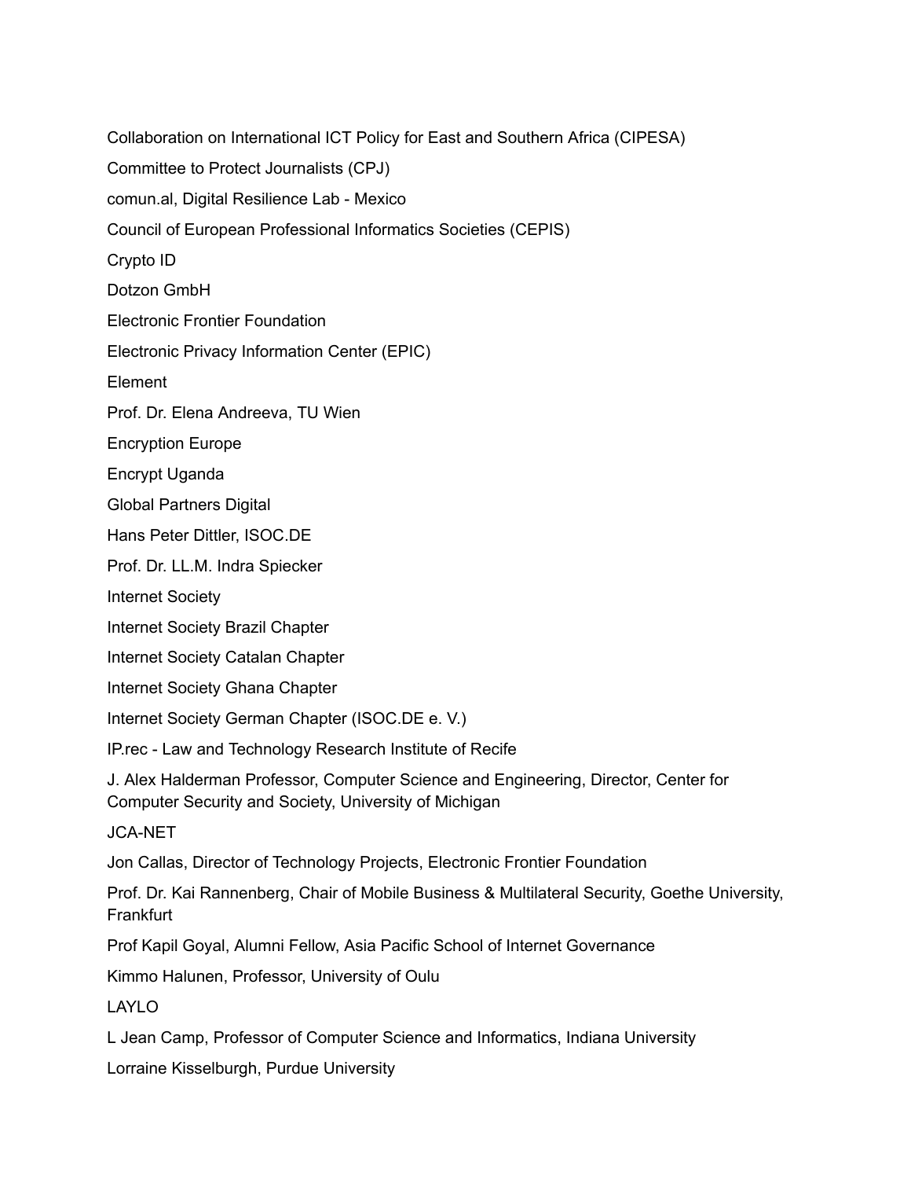Collaboration on International ICT Policy for East and Southern Africa (CIPESA)

Committee to Protect Journalists (CPJ)

comun.al, Digital Resilience Lab - Mexico

Council of European Professional Informatics Societies (CEPIS)

Crypto ID

Dotzon GmbH

Electronic Frontier Foundation

Electronic Privacy Information Center (EPIC)

Element

Prof. Dr. Elena Andreeva, TU Wien

Encryption Europe

Encrypt Uganda

Global Partners Digital

Hans Peter Dittler, ISOC.DE

Prof. Dr. LL.M. Indra Spiecker

Internet Society

Internet Society Brazil Chapter

Internet Society Catalan Chapter

Internet Society Ghana Chapter

Internet Society German Chapter (ISOC.DE e. V.)

IP.rec - Law and Technology Research Institute of Recife

J. Alex Halderman Professor, Computer Science and Engineering, Director, Center for Computer Security and Society, University of Michigan

JCA-NET

Jon Callas, Director of Technology Projects, Electronic Frontier Foundation

Prof. Dr. Kai Rannenberg, Chair of Mobile Business & Multilateral Security, Goethe University, Frankfurt

Prof Kapil Goyal, Alumni Fellow, Asia Pacific School of Internet Governance

Kimmo Halunen, Professor, University of Oulu

LAYLO

L Jean Camp, Professor of Computer Science and Informatics, Indiana University

Lorraine Kisselburgh, Purdue University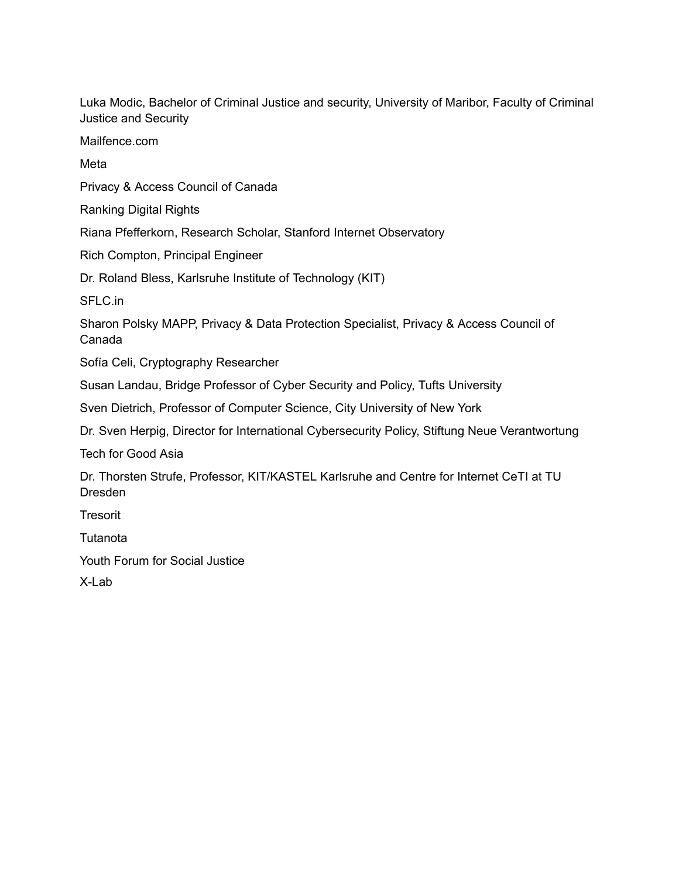Luka Modic, Bachelor of Criminal Justice and security, University of Maribor, Faculty of Criminal Justice and Security

Mailfence.com

Meta

Privacy & Access Council of Canada

Ranking Digital Rights

Riana Pfefferkorn, Research Scholar, Stanford Internet Observatory

Rich Compton, Principal Engineer

Dr. Roland Bless, Karlsruhe Institute of Technology (KIT)

SFLC.in

Sharon Polsky MAPP, Privacy & Data Protection Specialist, Privacy & Access Council of Canada

Sofía Celi, Cryptography Researcher

Susan Landau, Bridge Professor of Cyber Security and Policy, Tufts University

Sven Dietrich, Professor of Computer Science, City University of New York

Dr. Sven Herpig, Director for International Cybersecurity Policy, Stiftung Neue Verantwortung

Tech for Good Asia

Dr. Thorsten Strufe, Professor, KIT/KASTEL Karlsruhe and Centre for Internet CeTI at TU Dresden

Tresorit

Tutanota

Youth Forum for Social Justice

X-Lab